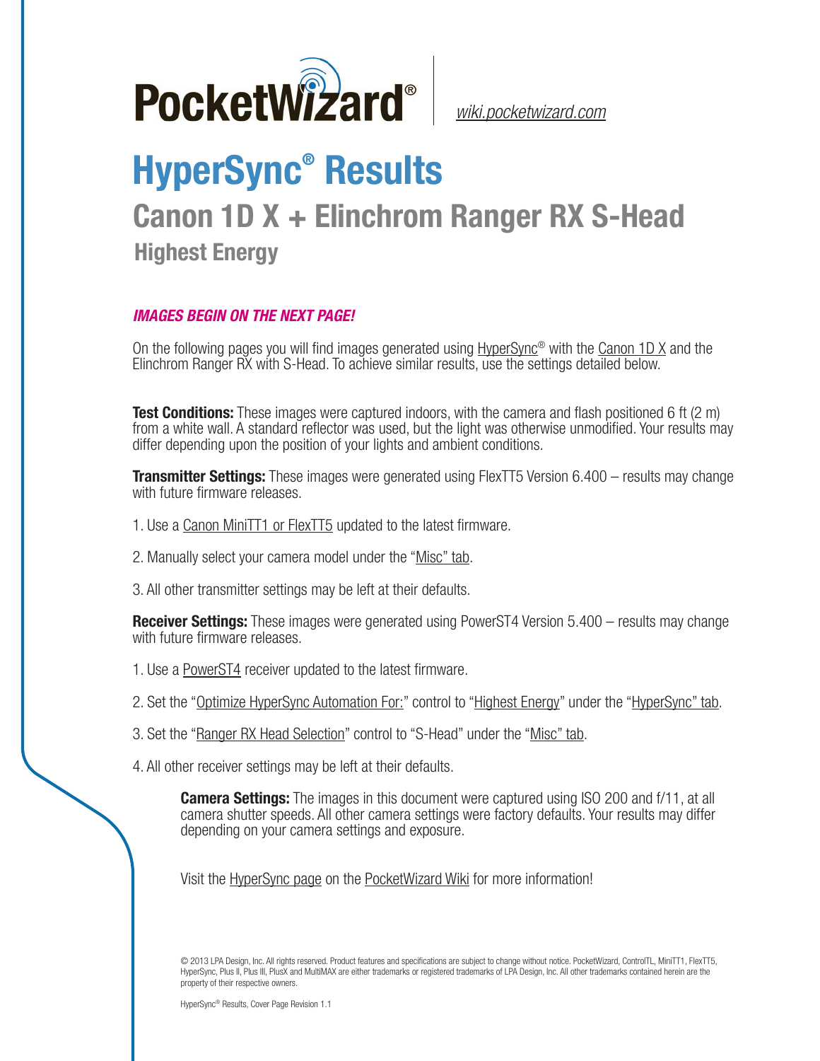PocketWizard® | wiki.pocketwizard.com

# HyperSync® Results

## Canon 1D X + Elinchrom Ranger RX S-Head

### Highest Energy

***IMAGES BEGIN ON THE NEXT PAGE!***

On the following pages you will find images generated using HyperSync® with the Canon 1D X and the Elinchrom Ranger RX with S-Head. To achieve similar results, use the settings detailed below.

**Test Conditions:** These images were captured indoors, with the camera and flash positioned 6 ft (2 m) from a white wall. A standard reflector was used, but the light was otherwise unmodified. Your results may differ depending upon the position of your lights and ambient conditions.

**Transmitter Settings:** These images were generated using FlexTT5 Version 6.400 – results may change with future firmware releases.

1. Use a Canon MiniTT1 or FlexTT5 updated to the latest firmware.
2. Manually select your camera model under the "Misc" tab.
3. All other transmitter settings may be left at their defaults.

**Receiver Settings:** These images were generated using PowerST4 Version 5.400 – results may change with future firmware releases.

1. Use a PowerST4 receiver updated to the latest firmware.
2. Set the "Optimize HyperSync Automation For:" control to "Highest Energy" under the "HyperSync" tab.
3. Set the "Ranger RX Head Selection" control to "S-Head" under the "Misc" tab.
4. All other receiver settings may be left at their defaults.

**Camera Settings:** The images in this document were captured using ISO 200 and f/11, at all camera shutter speeds. All other camera settings were factory defaults. Your results may differ depending on your camera settings and exposure.

Visit the HyperSync page on the PocketWizard Wiki for more information!

© 2013 LPA Design, Inc. All rights reserved. Product features and specifications are subject to change without notice. PocketWizard, ControlTL, MiniTT1, FlexTT5, HyperSync, Plus II, Plus III, PlusX and MultiMAX are either trademarks or registered trademarks of LPA Design, Inc. All other trademarks contained herein are the property of their respective owners.

HyperSync® Results, Cover Page Revision 1.1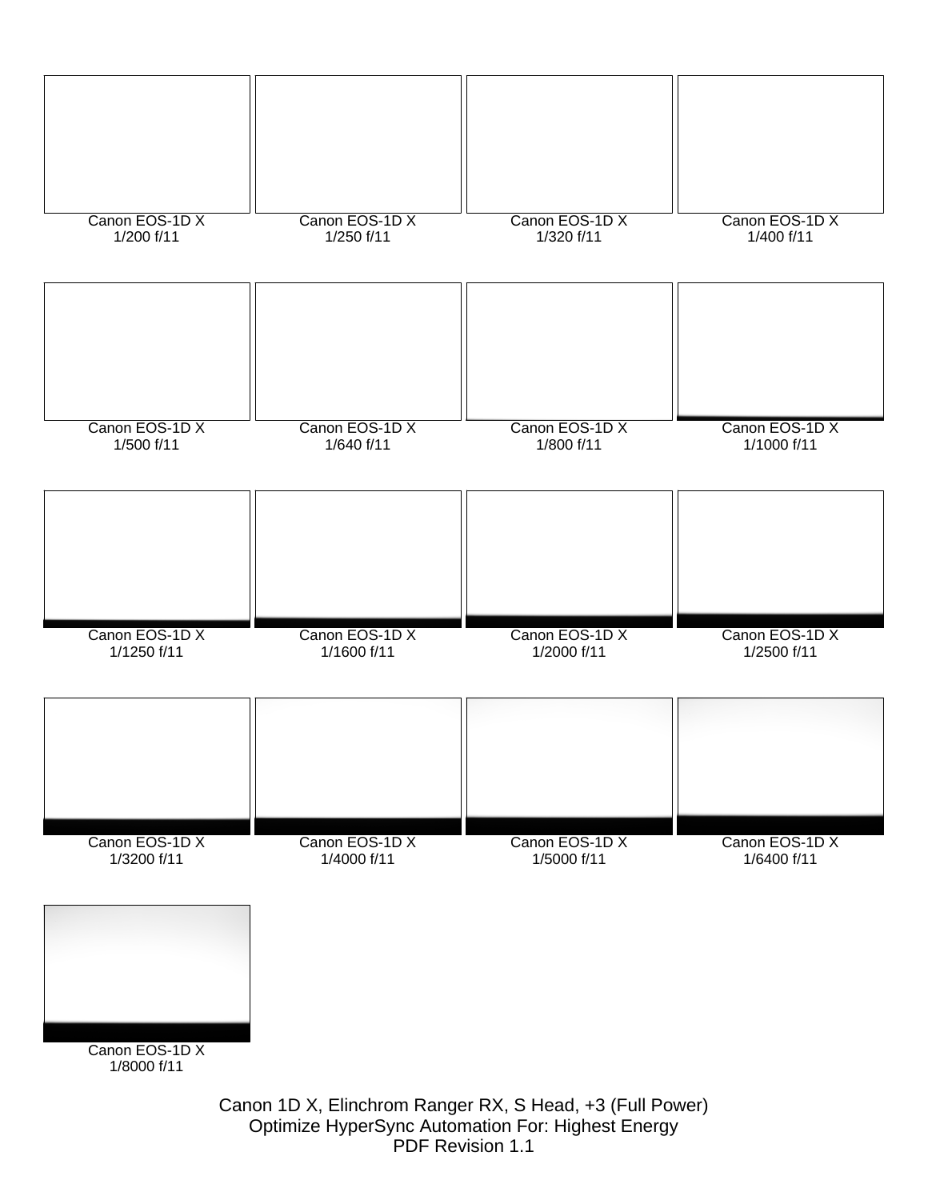Canon EOS-1D X
1/200 f/11

Canon EOS-1D X
1/250 f/11

Canon EOS-1D X
1/320 f/11

Canon EOS-1D X
1/400 f/11

Canon EOS-1D X
1/500 f/11

Canon EOS-1D X
1/640 f/11

Canon EOS-1D X
1/800 f/11

Canon EOS-1D X
1/1000 f/11

Canon EOS-1D X
1/1250 f/11

Canon EOS-1D X
1/1600 f/11

Canon EOS-1D X
1/2000 f/11

Canon EOS-1D X
1/2500 f/11

Canon EOS-1D X
1/3200 f/11

Canon EOS-1D X
1/4000 f/11

Canon EOS-1D X
1/5000 f/11

Canon EOS-1D X
1/6400 f/11

Canon EOS-1D X
1/8000 f/11

Canon 1D X, Elinchrom Ranger RX, S Head, +3 (Full Power)
Optimize HyperSync Automation For: Highest Energy
PDF Revision 1.1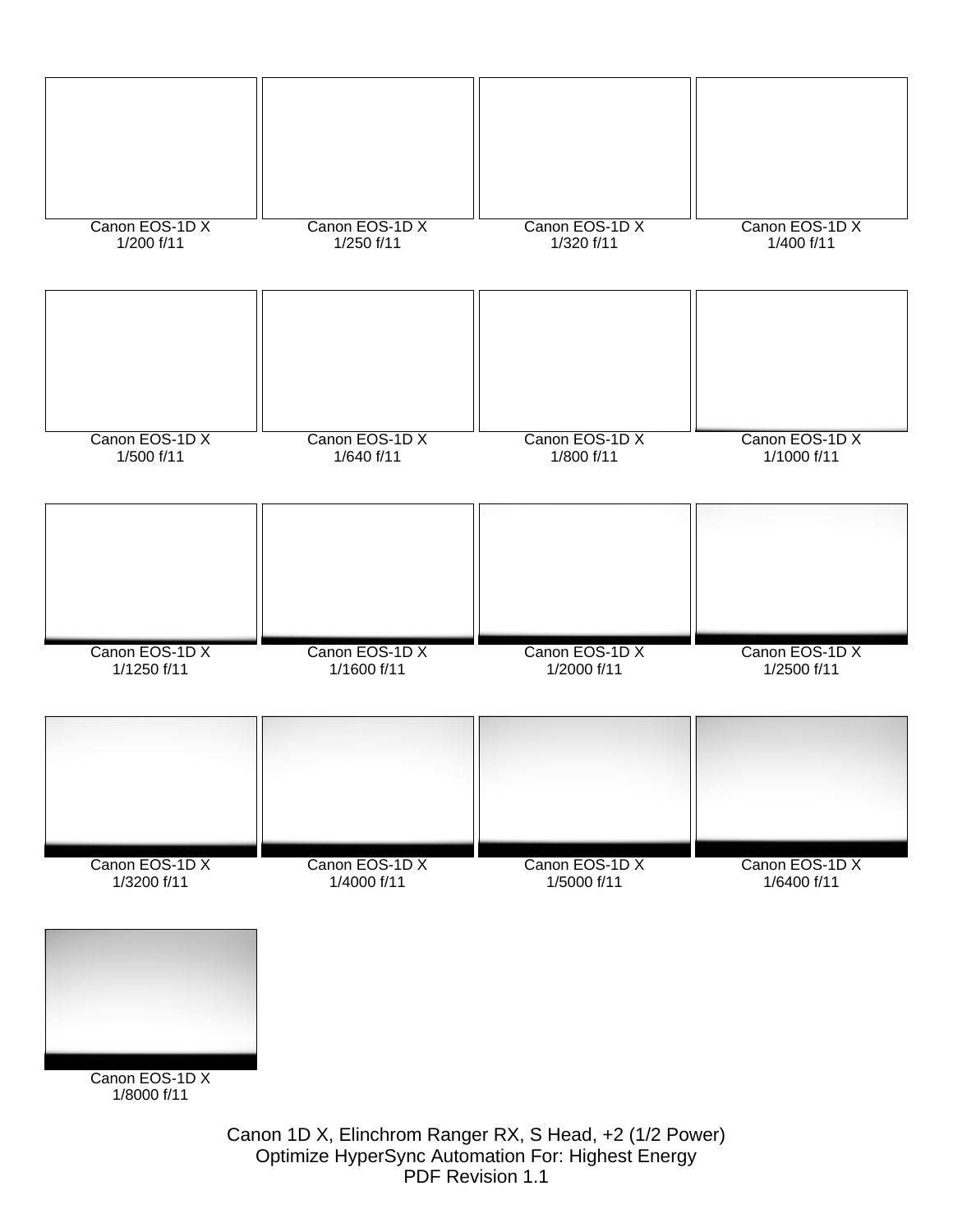Canon EOS-1D X
1/200 f/11

Canon EOS-1D X
1/250 f/11

Canon EOS-1D X
1/320 f/11

Canon EOS-1D X
1/400 f/11

Canon EOS-1D X
1/500 f/11

Canon EOS-1D X
1/640 f/11

Canon EOS-1D X
1/800 f/11

Canon EOS-1D X
1/1000 f/11

Canon EOS-1D X
1/1250 f/11

Canon EOS-1D X
1/1600 f/11

Canon EOS-1D X
1/2000 f/11

Canon EOS-1D X
1/2500 f/11

Canon EOS-1D X
1/3200 f/11

Canon EOS-1D X
1/4000 f/11

Canon EOS-1D X
1/5000 f/11

Canon EOS-1D X
1/6400 f/11

Canon EOS-1D X
1/8000 f/11

Canon 1D X, Elinchrom Ranger RX, S Head, +2 (1/2 Power)
Optimize HyperSync Automation For: Highest Energy
PDF Revision 1.1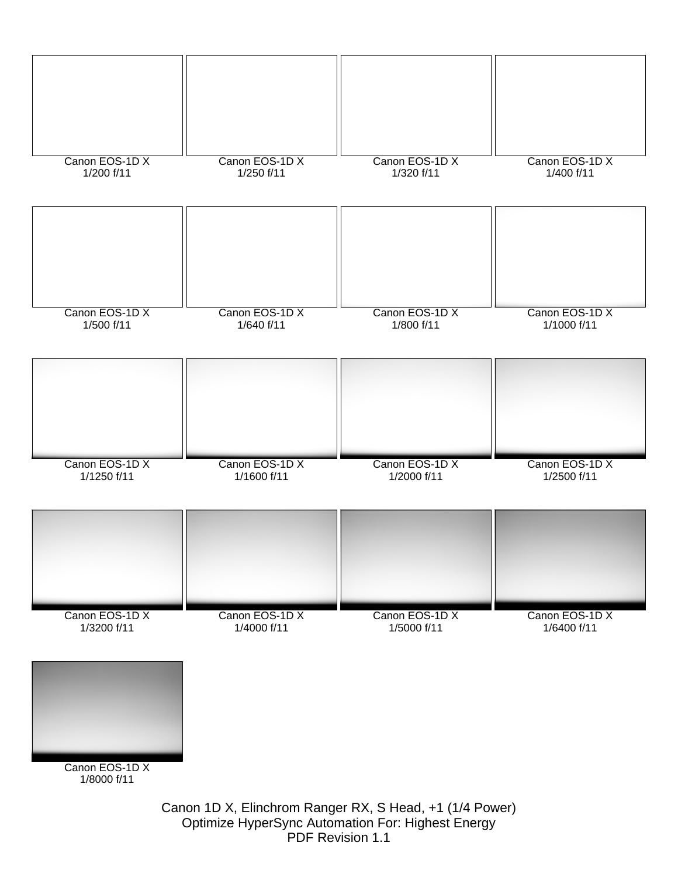Canon EOS-1D X
1/200 f/11

Canon EOS-1D X
1/250 f/11

Canon EOS-1D X
1/320 f/11

Canon EOS-1D X
1/400 f/11

Canon EOS-1D X
1/500 f/11

Canon EOS-1D X
1/640 f/11

Canon EOS-1D X
1/800 f/11

Canon EOS-1D X
1/1000 f/11

Canon EOS-1D X
1/1250 f/11

Canon EOS-1D X
1/1600 f/11

Canon EOS-1D X
1/2000 f/11

Canon EOS-1D X
1/2500 f/11

Canon EOS-1D X
1/3200 f/11

Canon EOS-1D X
1/4000 f/11

Canon EOS-1D X
1/5000 f/11

Canon EOS-1D X
1/6400 f/11

Canon EOS-1D X
1/8000 f/11

Canon 1D X, Elinchrom Ranger RX, S Head, +1 (1/4 Power)
Optimize HyperSync Automation For: Highest Energy
PDF Revision 1.1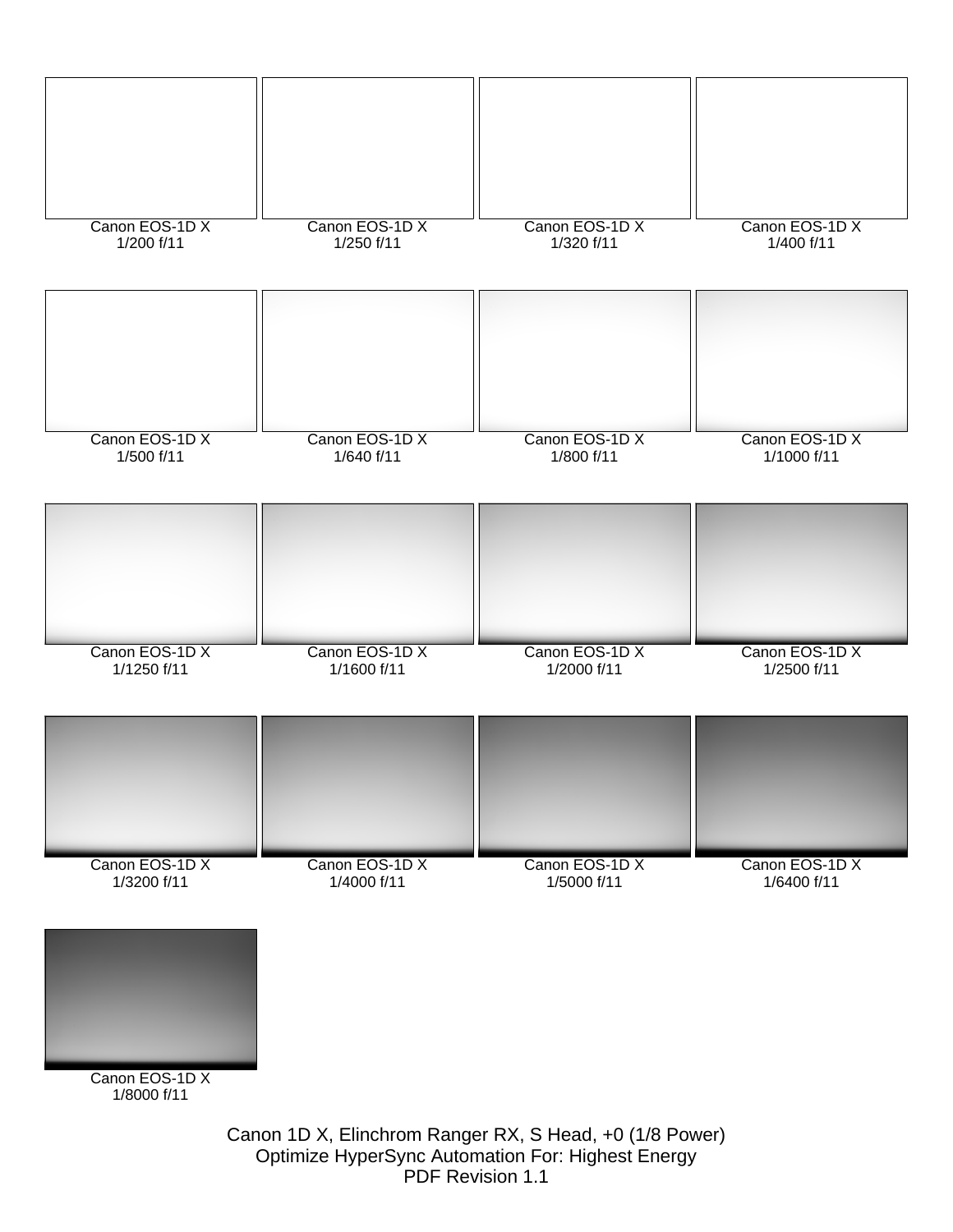Canon EOS-1D X
1/200 f/11

Canon EOS-1D X
1/250 f/11

Canon EOS-1D X
1/320 f/11

Canon EOS-1D X
1/400 f/11

Canon EOS-1D X
1/500 f/11

Canon EOS-1D X
1/640 f/11

Canon EOS-1D X
1/800 f/11

Canon EOS-1D X
1/1000 f/11

Canon EOS-1D X
1/1250 f/11

Canon EOS-1D X
1/1600 f/11

Canon EOS-1D X
1/2000 f/11

Canon EOS-1D X
1/2500 f/11

Canon EOS-1D X
1/3200 f/11

Canon EOS-1D X
1/4000 f/11

Canon EOS-1D X
1/5000 f/11

Canon EOS-1D X
1/6400 f/11

Canon EOS-1D X
1/8000 f/11

Canon 1D X, Elinchrom Ranger RX, S Head, +0 (1/8 Power)
Optimize HyperSync Automation For: Highest Energy
PDF Revision 1.1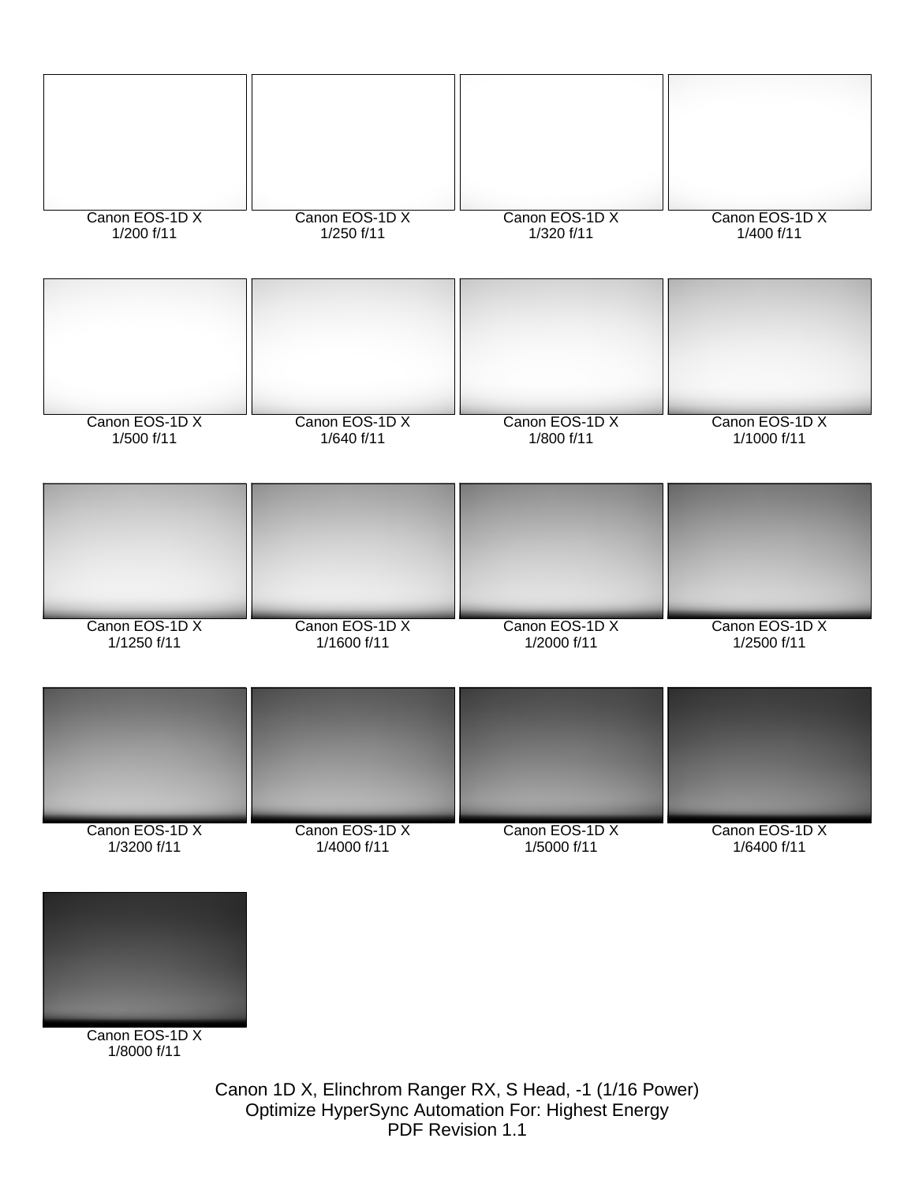Canon EOS-1D X
1/200 f/11

Canon EOS-1D X
1/250 f/11

Canon EOS-1D X
1/320 f/11

Canon EOS-1D X
1/400 f/11

Canon EOS-1D X
1/500 f/11

Canon EOS-1D X
1/640 f/11

Canon EOS-1D X
1/800 f/11

Canon EOS-1D X
1/1000 f/11

Canon EOS-1D X
1/1250 f/11

Canon EOS-1D X
1/1600 f/11

Canon EOS-1D X
1/2000 f/11

Canon EOS-1D X
1/2500 f/11

Canon EOS-1D X
1/3200 f/11

Canon EOS-1D X
1/4000 f/11

Canon EOS-1D X
1/5000 f/11

Canon EOS-1D X
1/6400 f/11

Canon EOS-1D X
1/8000 f/11

Canon 1D X, Elinchrom Ranger RX, S Head, -1 (1/16 Power)
Optimize HyperSync Automation For: Highest Energy
PDF Revision 1.1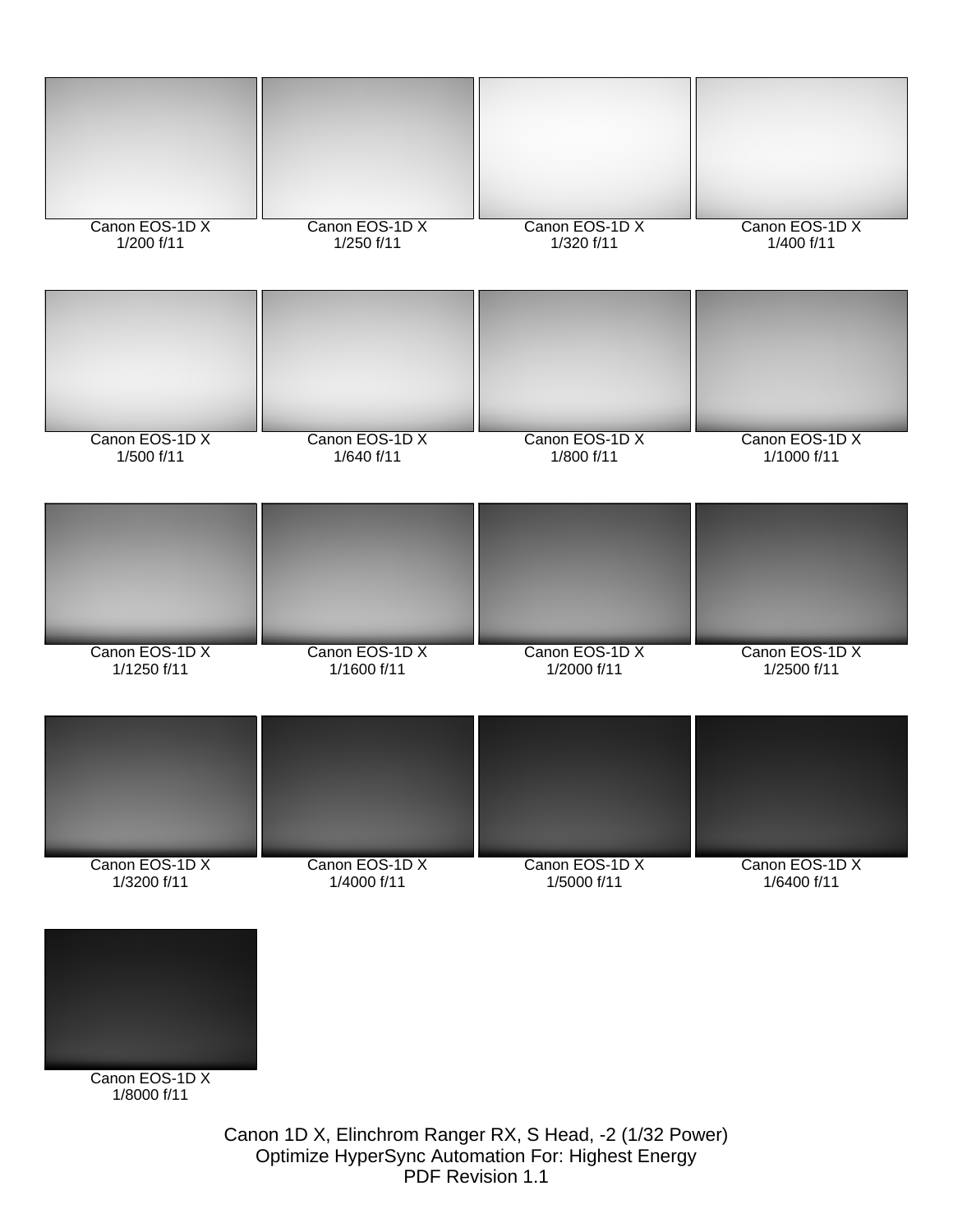Canon EOS-1D X
1/200 f/11

Canon EOS-1D X
1/250 f/11

Canon EOS-1D X
1/320 f/11

Canon EOS-1D X
1/400 f/11

Canon EOS-1D X
1/500 f/11

Canon EOS-1D X
1/640 f/11

Canon EOS-1D X
1/800 f/11

Canon EOS-1D X
1/1000 f/11

Canon EOS-1D X
1/1250 f/11

Canon EOS-1D X
1/1600 f/11

Canon EOS-1D X
1/2000 f/11

Canon EOS-1D X
1/2500 f/11

Canon EOS-1D X
1/3200 f/11

Canon EOS-1D X
1/4000 f/11

Canon EOS-1D X
1/5000 f/11

Canon EOS-1D X
1/6400 f/11

Canon EOS-1D X
1/8000 f/11

Canon 1D X, Elinchrom Ranger RX, S Head, -2 (1/32 Power)
Optimize HyperSync Automation For: Highest Energy
PDF Revision 1.1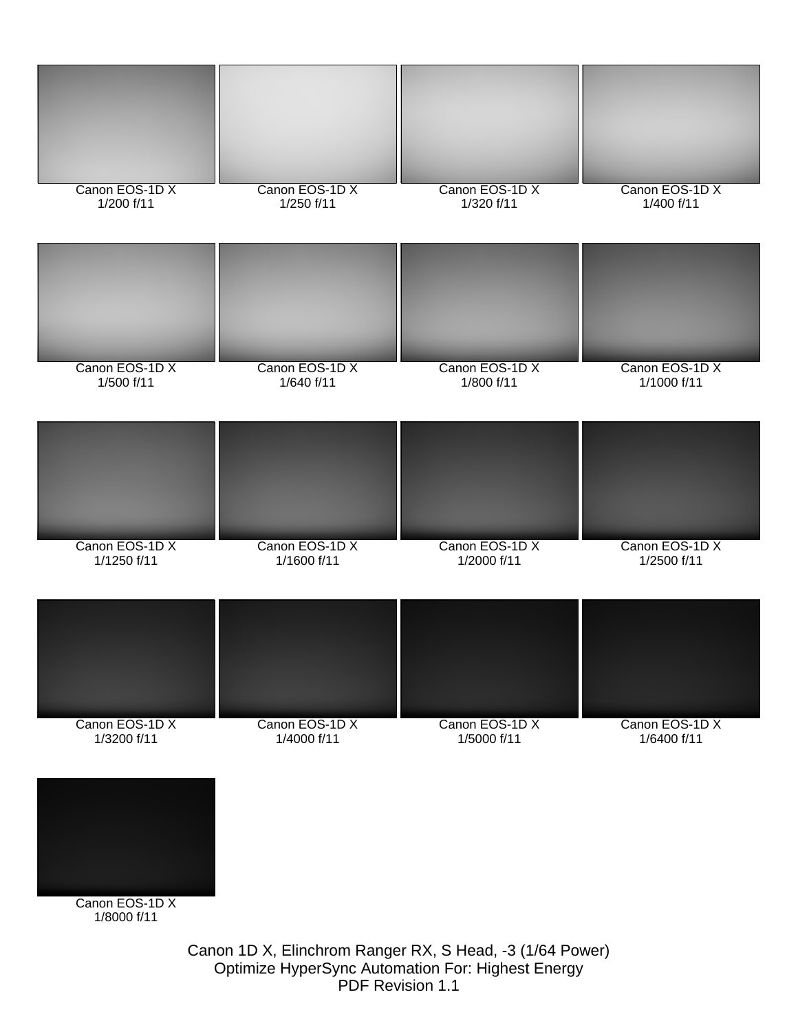Canon EOS-1D X
1/200 f/11

Canon EOS-1D X
1/250 f/11

Canon EOS-1D X
1/320 f/11

Canon EOS-1D X
1/400 f/11

Canon EOS-1D X
1/500 f/11

Canon EOS-1D X
1/640 f/11

Canon EOS-1D X
1/800 f/11

Canon EOS-1D X
1/1000 f/11

Canon EOS-1D X
1/1250 f/11

Canon EOS-1D X
1/1600 f/11

Canon EOS-1D X
1/2000 f/11

Canon EOS-1D X
1/2500 f/11

Canon EOS-1D X
1/3200 f/11

Canon EOS-1D X
1/4000 f/11

Canon EOS-1D X
1/5000 f/11

Canon EOS-1D X
1/6400 f/11

Canon EOS-1D X
1/8000 f/11

Canon 1D X, Elinchrom Ranger RX, S Head, -3 (1/64 Power)
Optimize HyperSync Automation For: Highest Energy
PDF Revision 1.1